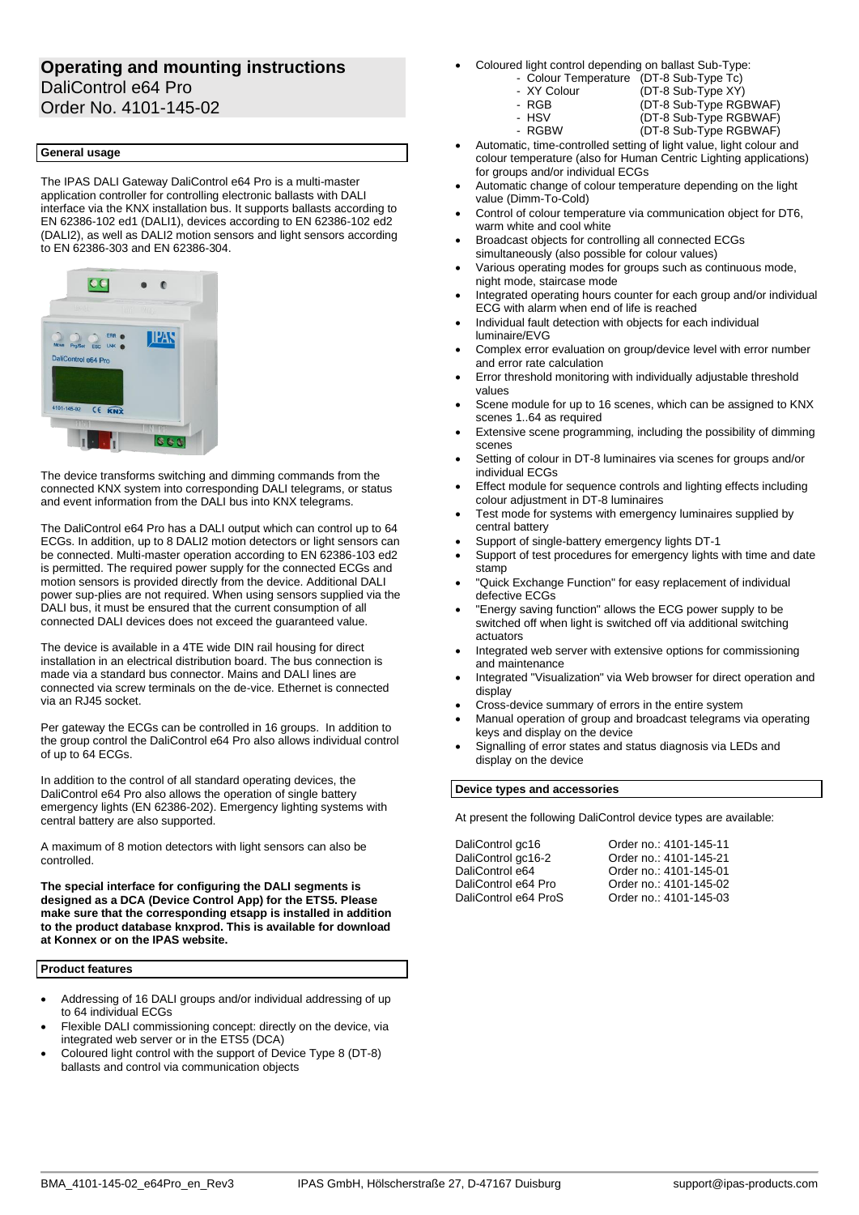# Operating and mounting instructions
DaliControl e64 Pro
Order No. 4101-145-02

## General usage

The IPAS DALI Gateway DaliControl e64 Pro is a multi-master application controller for controlling electronic ballasts with DALI interface via the KNX installation bus. It supports ballasts according to EN 62386-102 ed1 (DALI1), devices according to EN 62386-102 ed2 (DALI2), as well as DALI2 motion sensors and light sensors according to EN 62386-303 and EN 62386-304.

The device transforms switching and dimming commands from the connected KNX system into corresponding DALI telegrams, or status and event information from the DALI bus into KNX telegrams.

The DaliControl e64 Pro has a DALI output which can control up to 64 ECGs. In addition, up to 8 DALI2 motion detectors or light sensors can be connected. Multi-master operation according to EN 62386-103 ed2 is permitted. The required power supply for the connected ECGs and motion sensors is provided directly from the device. Additional DALI power sup-plies are not required. When using sensors supplied via the DALI bus, it must be ensured that the current consumption of all connected DALI devices does not exceed the guaranteed value.

The device is available in a 4TE wide DIN rail housing for direct installation in an electrical distribution board. The bus connection is made via a standard bus connector. Mains and DALI lines are connected via screw terminals on the de-vice. Ethernet is connected via an RJ45 socket.

Per gateway the ECGs can be controlled in 16 groups. In addition to the group control the DaliControl e64 Pro also allows individual control of up to 64 ECGs.

In addition to the control of all standard operating devices, the DaliControl e64 Pro also allows the operation of single battery emergency lights (EN 62386-202). Emergency lighting systems with central battery are also supported.

A maximum of 8 motion detectors with light sensors can also be controlled.

**The special interface for configuring the DALI segments is designed as a DCA (Device Control App) for the ETS5. Please make sure that the corresponding etsapp is installed in addition to the product database knxprod. This is available for download at Konnex or on the IPAS website.**

## Product features

- Addressing of 16 DALI groups and/or individual addressing of up to 64 individual ECGs
- Flexible DALI commissioning concept: directly on the device, via integrated web server or in the ETS5 (DCA)
- Coloured light control with the support of Device Type 8 (DT-8) ballasts and control via communication objects
- Coloured light control depending on ballast Sub-Type:
  - Colour Temperature (DT-8 Sub-Type Tc)
  - XY Colour (DT-8 Sub-Type XY)
  - RGB (DT-8 Sub-Type RGBWAF)
  - HSV (DT-8 Sub-Type RGBWAF)
  - RGBW (DT-8 Sub-Type RGBWAF)
- Automatic, time-controlled setting of light value, light colour and colour temperature (also for Human Centric Lighting applications) for groups and/or individual ECGs
- Automatic change of colour temperature depending on the light value (Dimm-To-Cold)
- Control of colour temperature via communication object for DT6, warm white and cool white
- Broadcast objects for controlling all connected ECGs simultaneously (also possible for colour values)
- Various operating modes for groups such as continuous mode, night mode, staircase mode
- Integrated operating hours counter for each group and/or individual ECG with alarm when end of life is reached
- Individual fault detection with objects for each individual luminaire/EVG
- Complex error evaluation on group/device level with error number and error rate calculation
- Error threshold monitoring with individually adjustable threshold values
- Scene module for up to 16 scenes, which can be assigned to KNX scenes 1..64 as required
- Extensive scene programming, including the possibility of dimming scenes
- Setting of colour in DT-8 luminaires via scenes for groups and/or individual ECGs
- Effect module for sequence controls and lighting effects including colour adjustment in DT-8 luminaires
- Test mode for systems with emergency luminaires supplied by central battery
- Support of single-battery emergency lights DT-1
- Support of test procedures for emergency lights with time and date stamp
- "Quick Exchange Function" for easy replacement of individual defective ECGs
- "Energy saving function" allows the ECG power supply to be switched off when light is switched off via additional switching actuators
- Integrated web server with extensive options for commissioning and maintenance
- Integrated "Visualization" via Web browser for direct operation and display
- Cross-device summary of errors in the entire system
- Manual operation of group and broadcast telegrams via operating keys and display on the device
- Signalling of error states and status diagnosis via LEDs and display on the device

## Device types and accessories

At present the following DaliControl device types are available:

| | |
|---|---|
| DaliControl gc16 | Order no.: 4101-145-11 |
| DaliControl gc16-2 | Order no.: 4101-145-21 |
| DaliControl e64 | Order no.: 4101-145-01 |
| DaliControl e64 Pro | Order no.: 4101-145-02 |
| DaliControl e64 ProS | Order no.: 4101-145-03 |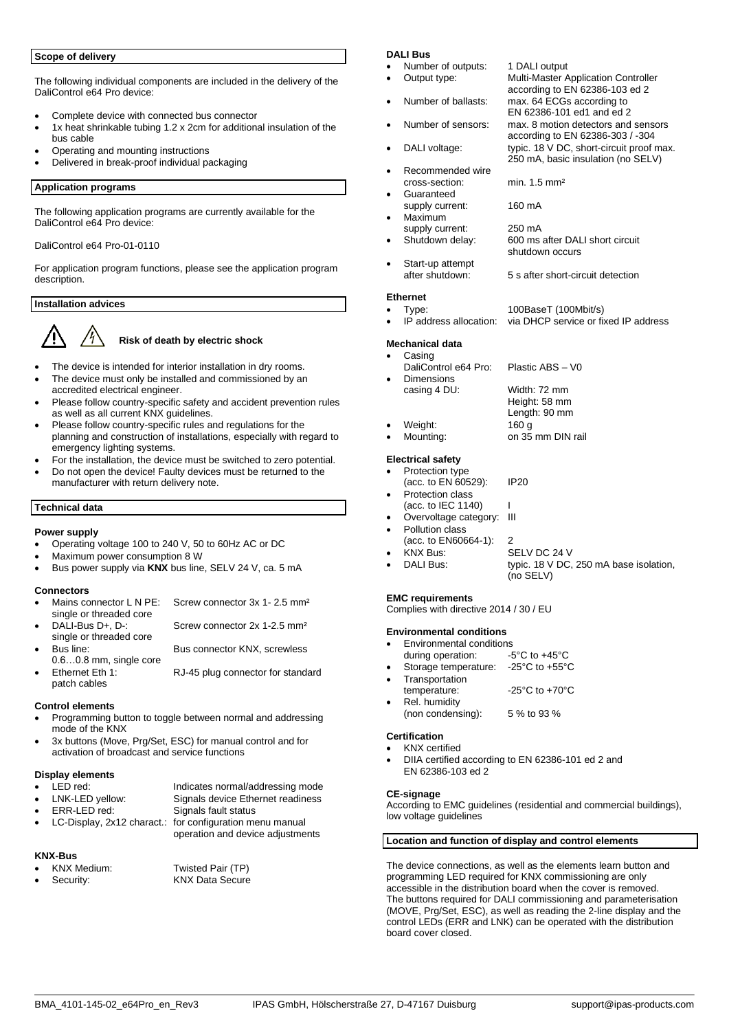## Scope of delivery

The following individual components are included in the delivery of the DaliControl e64 Pro device:

- Complete device with connected bus connector
- 1x heat shrinkable tubing 1.2 x 2cm for additional insulation of the bus cable
- Operating and mounting instructions
- Delivered in break-proof individual packaging

## Application programs

The following application programs are currently available for the DaliControl e64 Pro device:

DaliControl e64 Pro-01-0110

For application program functions, please see the application program description.

## Installation advices

**Risk of death by electric shock**

- The device is intended for interior installation in dry rooms.
- The device must only be installed and commissioned by an accredited electrical engineer.
- Please follow country-specific safety and accident prevention rules as well as all current KNX guidelines.
- Please follow country-specific rules and regulations for the planning and construction of installations, especially with regard to emergency lighting systems.
- For the installation, the device must be switched to zero potential.
- Do not open the device! Faulty devices must be returned to the manufacturer with return delivery note.

## Technical data

### Power supply

- Operating voltage 100 to 240 V, 50 to 60Hz AC or DC
- Maximum power consumption 8 W
- Bus power supply via **KNX** bus line, SELV 24 V, ca. 5 mA

### Connectors

- Mains connector L N PE: single or threaded core — Screw connector 3x 1- 2.5 mm²
- DALI-Bus D+, D-: single or threaded core — Screw connector 2x 1-2.5 mm²
- Bus line: 0.6…0.8 mm, single core — Bus connector KNX, screwless
- Ethernet Eth 1: — RJ-45 plug connector for standard patch cables

### Control elements

- Programming button to toggle between normal and addressing mode of the KNX
- 3x buttons (Move, Prg/Set, ESC) for manual control and for activation of broadcast and service functions

### Display elements

- LED red: Indicates normal/addressing mode
- LNK-LED yellow: Signals device Ethernet readiness
- ERR-LED red: Signals fault status
- LC-Display, 2x12 charact.: for configuration menu manual operation and device adjustments

### KNX-Bus

- KNX Medium: Twisted Pair (TP)
- Security: KNX Data Secure

### DALI Bus

- Number of outputs: 1 DALI output
- Output type: Multi-Master Application Controller according to EN 62386-103 ed 2
- Number of ballasts: max. 64 ECGs according to EN 62386-101 ed1 and ed 2
- Number of sensors: max. 8 motion detectors and sensors according to EN 62386-303 / -304
- DALI voltage: typic. 18 V DC, short-circuit proof max. 250 mA, basic insulation (no SELV)
- Recommended wire cross-section: min. 1.5 mm²
- Guaranteed supply current: 160 mA
- Maximum supply current: 250 mA
- Shutdown delay: 600 ms after DALI short circuit shutdown occurs
- Start-up attempt after shutdown: 5 s after short-circuit detection

### Ethernet

- Type: 100BaseT (100Mbit/s)
- IP address allocation: via DHCP service or fixed IP address

### Mechanical data

- Casing DaliControl e64 Pro: Plastic ABS – V0
- Dimensions casing 4 DU: Width: 72 mm, Height: 58 mm, Length: 90 mm
- Weight: 160 g
- Mounting: on 35 mm DIN rail

### Electrical safety

- Protection type (acc. to EN 60529): IP20
- Protection class (acc. to IEC 1140): I
- Overvoltage category: III
- Pollution class (acc. to EN60664-1): 2
- KNX Bus: SELV DC 24 V
- DALI Bus: typic. 18 V DC, 250 mA base isolation, (no SELV)

### EMC requirements

Complies with directive 2014 / 30 / EU

### Environmental conditions

- Environmental conditions during operation: -5°C to +45°C
- Storage temperature: -25°C to +55°C
- Transportation temperature: -25°C to +70°C
- Rel. humidity (non condensing): 5 % to 93 %

### Certification

- KNX certified
- DIIA certified according to EN 62386-101 ed 2 and EN 62386-103 ed 2

### CE-signage

According to EMC guidelines (residential and commercial buildings), low voltage guidelines

## Location and function of display and control elements

The device connections, as well as the elements learn button and programming LED required for KNX commissioning are only accessible in the distribution board when the cover is removed. The buttons required for DALI commissioning and parameterisation (MOVE, Prg/Set, ESC), as well as reading the 2-line display and the control LEDs (ERR and LNK) can be operated with the distribution board cover closed.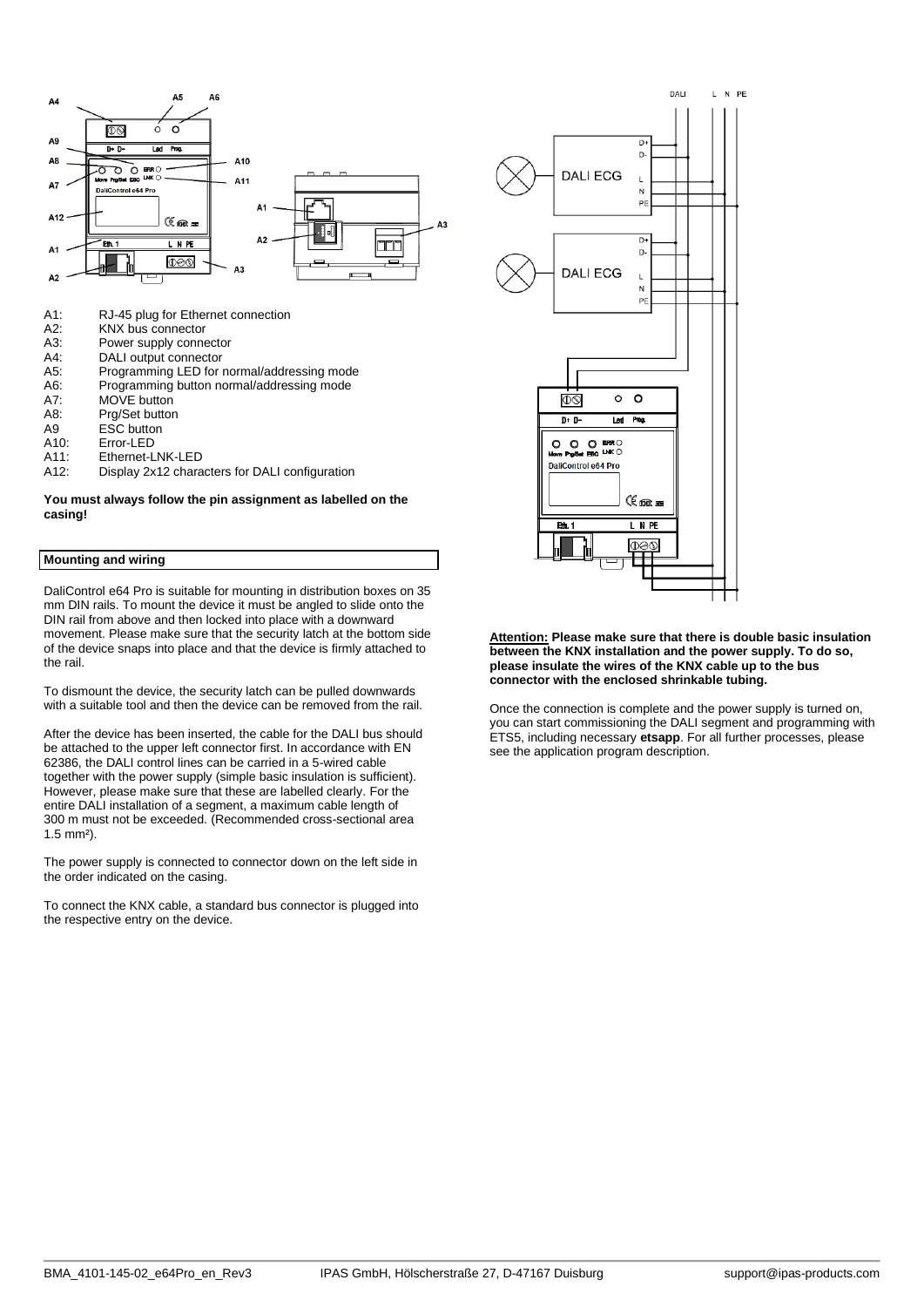A1: RJ-45 plug for Ethernet connection
A2: KNX bus connector
A3: Power supply connector
A4: DALI output connector
A5: Programming LED for normal/addressing mode
A6: Programming button normal/addressing mode
A7: MOVE button
A8: Prg/Set button
A9 ESC button
A10: Error-LED
A11: Ethernet-LNK-LED
A12: Display 2x12 characters for DALI configuration

**You must always follow the pin assignment as labelled on the casing!**

## Mounting and wiring

DaliControl e64 Pro is suitable for mounting in distribution boxes on 35 mm DIN rails. To mount the device it must be angled to slide onto the DIN rail from above and then locked into place with a downward movement. Please make sure that the security latch at the bottom side of the device snaps into place and that the device is firmly attached to the rail.

To dismount the device, the security latch can be pulled downwards with a suitable tool and then the device can be removed from the rail.

After the device has been inserted, the cable for the DALI bus should be attached to the upper left connector first. In accordance with EN 62386, the DALI control lines can be carried in a 5-wired cable together with the power supply (simple basic insulation is sufficient). However, please make sure that these are labelled clearly. For the entire DALI installation of a segment, a maximum cable length of 300 m must not be exceeded. (Recommended cross-sectional area 1.5 mm²).

The power supply is connected to connector down on the left side in the order indicated on the casing.

To connect the KNX cable, a standard bus connector is plugged into the respective entry on the device.

**Attention: Please make sure that there is double basic insulation between the KNX installation and the power supply. To do so, please insulate the wires of the KNX cable up to the bus connector with the enclosed shrinkable tubing.**

Once the connection is complete and the power supply is turned on, you can start commissioning the DALI segment and programming with ETS5, including necessary **etsapp**. For all further processes, please see the application program description.